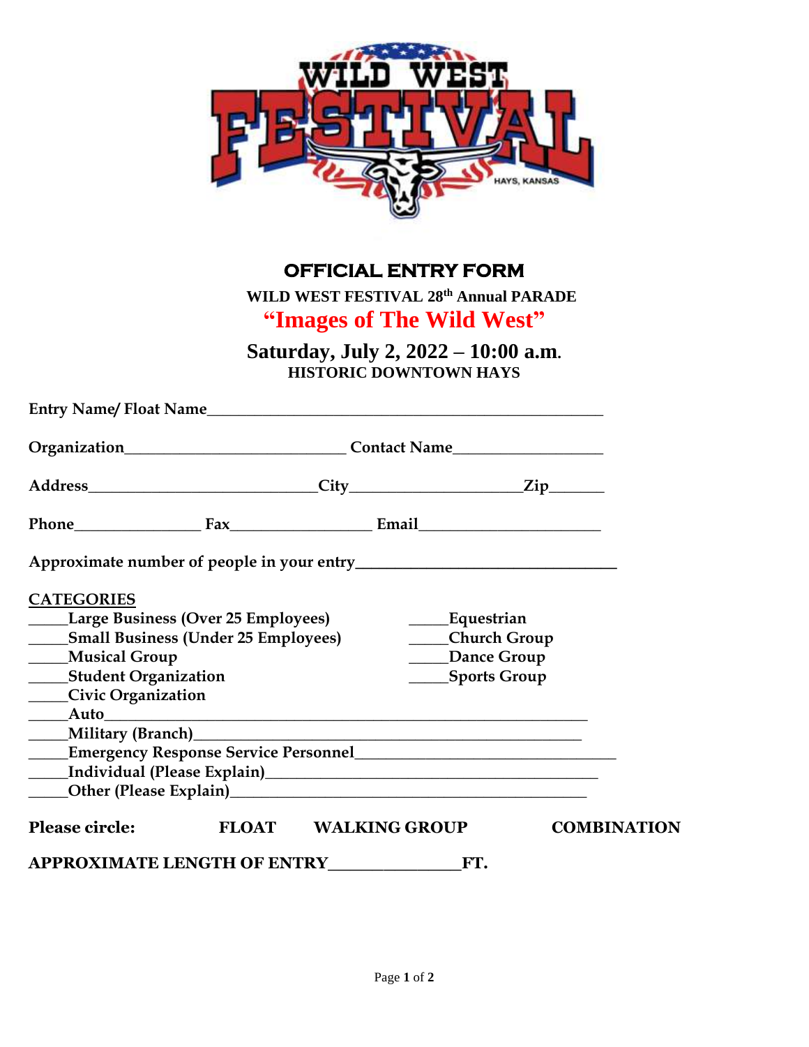# OFFICIAL ENTRY FORM

**WILD WEST FESTIVAL 28th Annual PARADE**

**"Images of The Wild West"**

**Saturday, July 2, 2022 – 10:00 a.m.**

**HISTORIC DOWNTOWN HAYS**

**Entry Name/ Float Name**_______________________________________________

**Organization**__________________________ **Contact Name**__________________

**Address**___________________________**City**___________________**Zip**______

**Phone**_______________ **Fax**_________________ **Email**_____________________

**Approximate number of people in your entry**______________________________

**CATEGORIES**

_____**Large Business (Over 25 Employees)**
_____**Small Business (Under 25 Employees)**
_____**Musical Group**
_____**Student Organization**
_____**Civic Organization**
_____**Equestrian**
_____**Church Group**
_____**Dance Group**
_____**Sports Group**
_____**Auto**______________________________________________________
_____**Military (Branch)**____________________________________________
_____**Emergency Response Service Personnel**____________________________
_____**Individual (Please Explain)**______________________________________
_____**Other (Please Explain)**________________________________________

**Please circle:** **FLOAT** **WALKING GROUP** **COMBINATION**

**APPROXIMATE LENGTH OF ENTRY**_______________**FT.**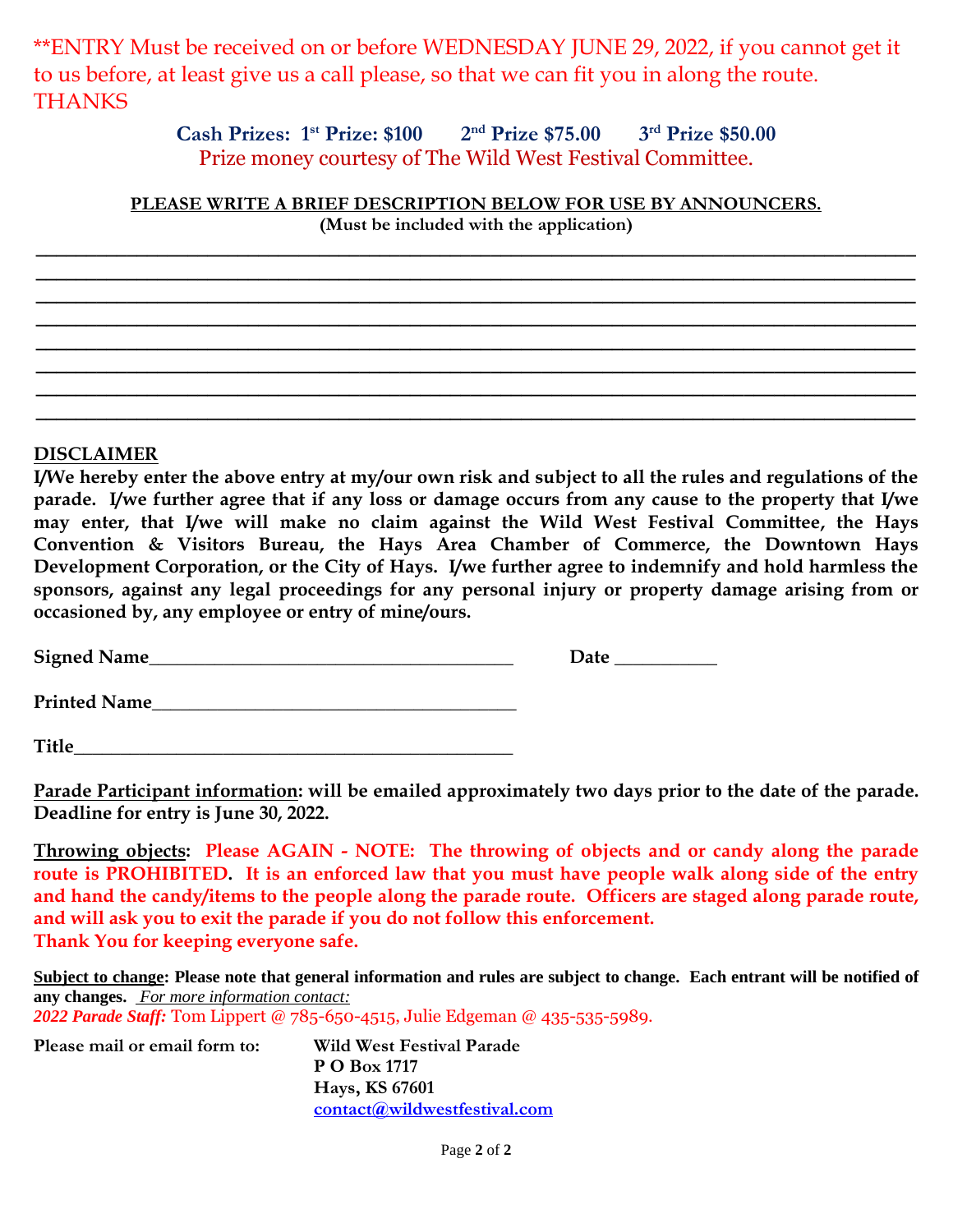**ENTRY Must be received on or before WEDNESDAY JUNE 29, 2022, if you cannot get it to us before, at least give us a call please, so that we can fit you in along the route. THANKS

**Cash Prizes: 1st Prize: $100 2nd Prize $75.00 3rd Prize $50.00**

Prize money courtesy of The Wild West Festival Committee.

**PLEASE WRITE A BRIEF DESCRIPTION BELOW FOR USE BY ANNOUNCERS.**
**(Must be included with the application)**

\_\_\_\_\_\_\_\_\_\_\_\_\_\_\_\_\_\_\_\_\_\_\_\_\_\_\_\_\_\_\_\_\_\_\_\_\_\_\_\_\_\_\_\_\_\_\_\_\_\_\_\_\_\_\_\_\_\_\_\_\_\_\_\_\_\_\_\_\_\_\_\_\_\_\_\_

\_\_\_\_\_\_\_\_\_\_\_\_\_\_\_\_\_\_\_\_\_\_\_\_\_\_\_\_\_\_\_\_\_\_\_\_\_\_\_\_\_\_\_\_\_\_\_\_\_\_\_\_\_\_\_\_\_\_\_\_\_\_\_\_\_\_\_\_\_\_\_\_\_\_\_\_

\_\_\_\_\_\_\_\_\_\_\_\_\_\_\_\_\_\_\_\_\_\_\_\_\_\_\_\_\_\_\_\_\_\_\_\_\_\_\_\_\_\_\_\_\_\_\_\_\_\_\_\_\_\_\_\_\_\_\_\_\_\_\_\_\_\_\_\_\_\_\_\_\_\_\_\_

\_\_\_\_\_\_\_\_\_\_\_\_\_\_\_\_\_\_\_\_\_\_\_\_\_\_\_\_\_\_\_\_\_\_\_\_\_\_\_\_\_\_\_\_\_\_\_\_\_\_\_\_\_\_\_\_\_\_\_\_\_\_\_\_\_\_\_\_\_\_\_\_\_\_\_\_

\_\_\_\_\_\_\_\_\_\_\_\_\_\_\_\_\_\_\_\_\_\_\_\_\_\_\_\_\_\_\_\_\_\_\_\_\_\_\_\_\_\_\_\_\_\_\_\_\_\_\_\_\_\_\_\_\_\_\_\_\_\_\_\_\_\_\_\_\_\_\_\_\_\_\_\_

\_\_\_\_\_\_\_\_\_\_\_\_\_\_\_\_\_\_\_\_\_\_\_\_\_\_\_\_\_\_\_\_\_\_\_\_\_\_\_\_\_\_\_\_\_\_\_\_\_\_\_\_\_\_\_\_\_\_\_\_\_\_\_\_\_\_\_\_\_\_\_\_\_\_\_\_

\_\_\_\_\_\_\_\_\_\_\_\_\_\_\_\_\_\_\_\_\_\_\_\_\_\_\_\_\_\_\_\_\_\_\_\_\_\_\_\_\_\_\_\_\_\_\_\_\_\_\_\_\_\_\_\_\_\_\_\_\_\_\_\_\_\_\_\_\_\_\_\_\_\_\_\_

\_\_\_\_\_\_\_\_\_\_\_\_\_\_\_\_\_\_\_\_\_\_\_\_\_\_\_\_\_\_\_\_\_\_\_\_\_\_\_\_\_\_\_\_\_\_\_\_\_\_\_\_\_\_\_\_\_\_\_\_\_\_\_\_\_\_\_\_\_\_\_\_\_\_\_\_

**DISCLAIMER**

**I/We hereby enter the above entry at my/our own risk and subject to all the rules and regulations of the parade. I/we further agree that if any loss or damage occurs from any cause to the property that I/we may enter, that I/we will make no claim against the Wild West Festival Committee, the Hays Convention & Visitors Bureau, the Hays Area Chamber of Commerce, the Downtown Hays Development Corporation, or the City of Hays. I/we further agree to indemnify and hold harmless the sponsors, against any legal proceedings for any personal injury or property damage arising from or occasioned by, any employee or entry of mine/ours.**

**Signed Name**\_\_\_\_\_\_\_\_\_\_\_\_\_\_\_\_\_\_\_\_\_\_\_\_\_\_\_\_\_\_\_\_\_\_\_\_\_\_ **Date** \_\_\_\_\_\_\_\_\_\_

**Printed Name**\_\_\_\_\_\_\_\_\_\_\_\_\_\_\_\_\_\_\_\_\_\_\_\_\_\_\_\_\_\_\_\_\_\_\_\_\_\_

**Title**\_\_\_\_\_\_\_\_\_\_\_\_\_\_\_\_\_\_\_\_\_\_\_\_\_\_\_\_\_\_\_\_\_\_\_\_\_\_\_\_\_\_\_\_

**Parade Participant information: will be emailed approximately two days prior to the date of the parade. Deadline for entry is June 30, 2022.**

**Throwing objects: Please AGAIN - NOTE: The throwing of objects and or candy along the parade route is PROHIBITED. It is an enforced law that you must have people walk along side of the entry and hand the candy/items to the people along the parade route. Officers are staged along parade route, and will ask you to exit the parade if you do not follow this enforcement.**
**Thank You for keeping everyone safe.**

**Subject to change: Please note that general information and rules are subject to change. Each entrant will be notified of any changes.** *For more information contact:*
***2022 Parade Staff:*** Tom Lippert @ 785-650-4515, Julie Edgeman @ 435-535-5989.

**Please mail or email form to:**

**Wild West Festival Parade**
**P O Box 1717**
**Hays, KS 67601**
**contact@wildwestfestival.com**